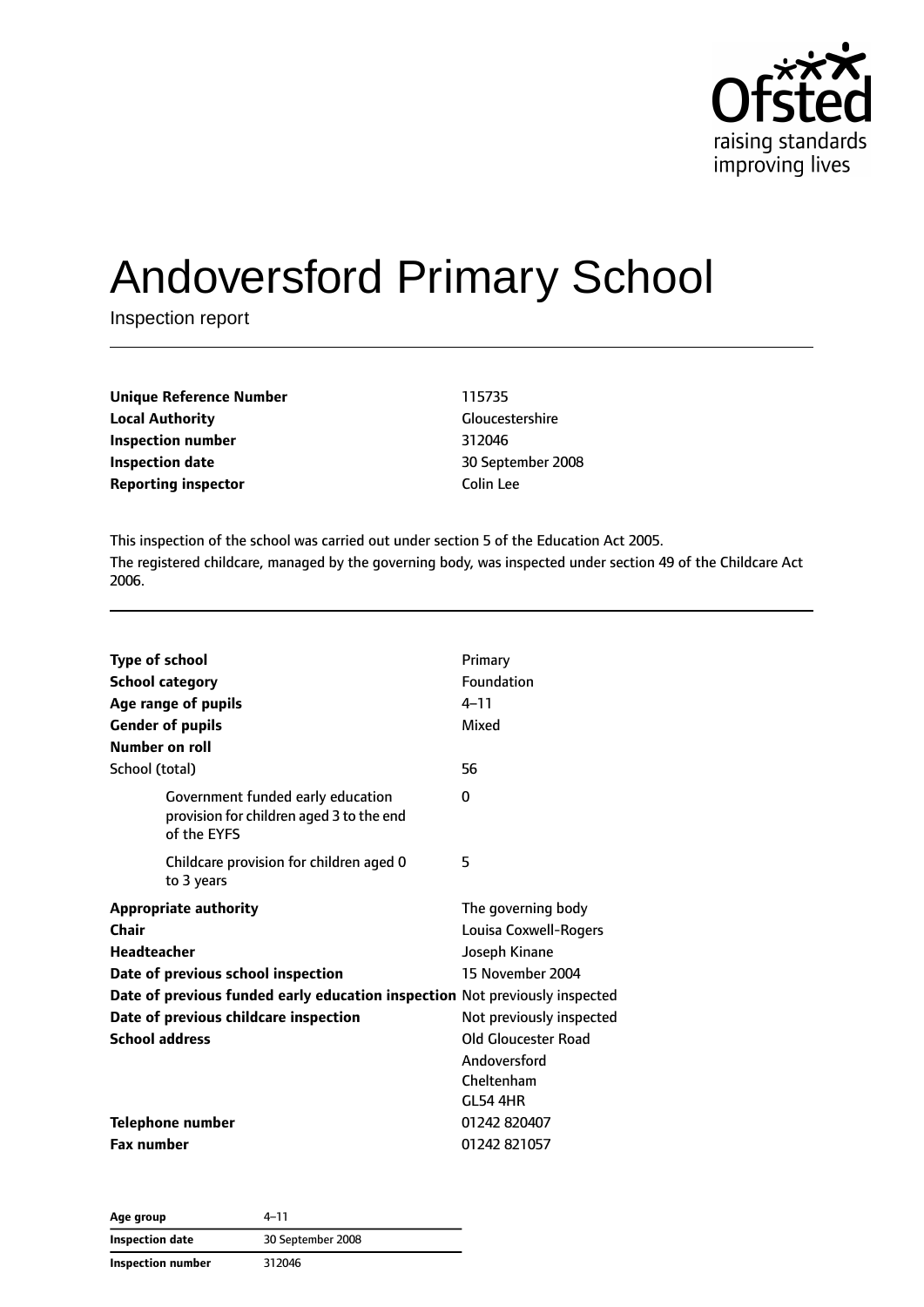# Andoversford Primary School

Inspection report

| | |
|---|---|
| **Unique Reference Number** | 115735 |
| **Local Authority** | Gloucestershire |
| **Inspection number** | 312046 |
| **Inspection date** | 30 September 2008 |
| **Reporting inspector** | Colin Lee |

This inspection of the school was carried out under section 5 of the Education Act 2005.

The registered childcare, managed by the governing body, was inspected under section 49 of the Childcare Act 2006.

| | |
|---|---|
| **Type of school** | Primary |
| **School category** | Foundation |
| **Age range of pupils** | 4–11 |
| **Gender of pupils** | Mixed |
| **Number on roll** | |
| School (total) | 56 |
| Government funded early education provision for children aged 3 to the end of the EYFS | 0 |
| Childcare provision for children aged 0 to 3 years | 5 |
| **Appropriate authority** | The governing body |
| **Chair** | Louisa Coxwell-Rogers |
| **Headteacher** | Joseph Kinane |
| **Date of previous school inspection** | 15 November 2004 |
| **Date of previous funded early education inspection** | Not previously inspected |
| **Date of previous childcare inspection** | Not previously inspected |
| **School address** | Old Gloucester Road<br>Andoversford<br>Cheltenham<br>GL54 4HR |
| **Telephone number** | 01242 820407 |
| **Fax number** | 01242 821057 |

| | |
|---|---|
| **Age group** | 4–11 |
| **Inspection date** | 30 September 2008 |
| **Inspection number** | 312046 |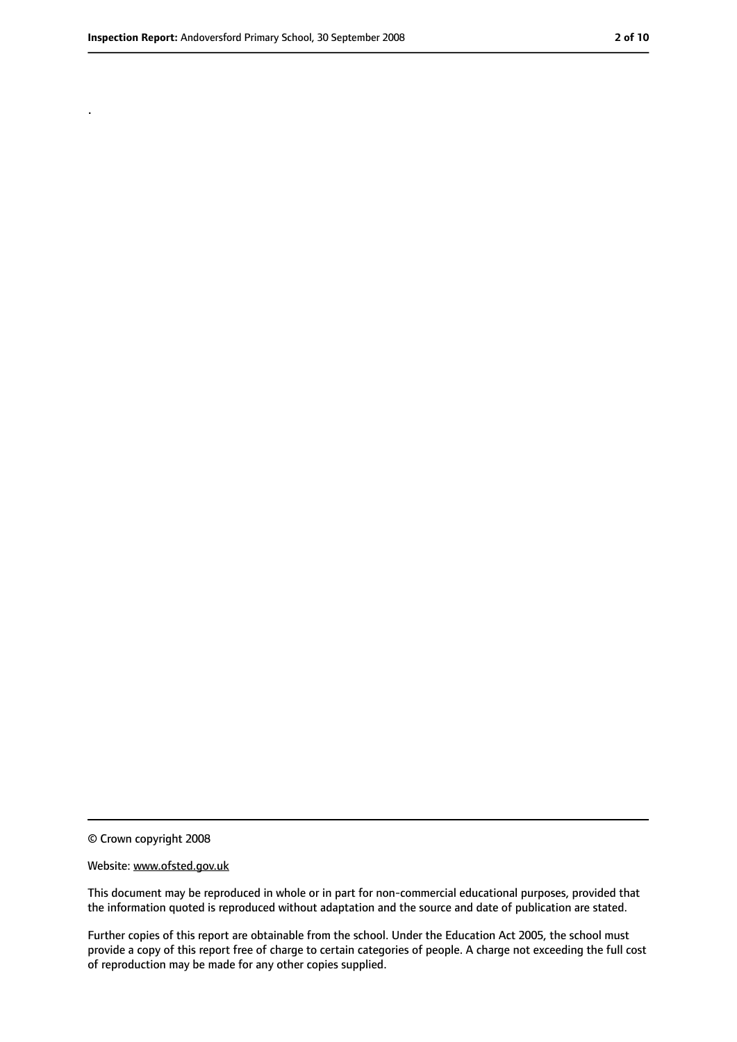.

© Crown copyright 2008

Website: www.ofsted.gov.uk

This document may be reproduced in whole or in part for non-commercial educational purposes, provided that the information quoted is reproduced without adaptation and the source and date of publication are stated.

Further copies of this report are obtainable from the school. Under the Education Act 2005, the school must provide a copy of this report free of charge to certain categories of people. A charge not exceeding the full cost of reproduction may be made for any other copies supplied.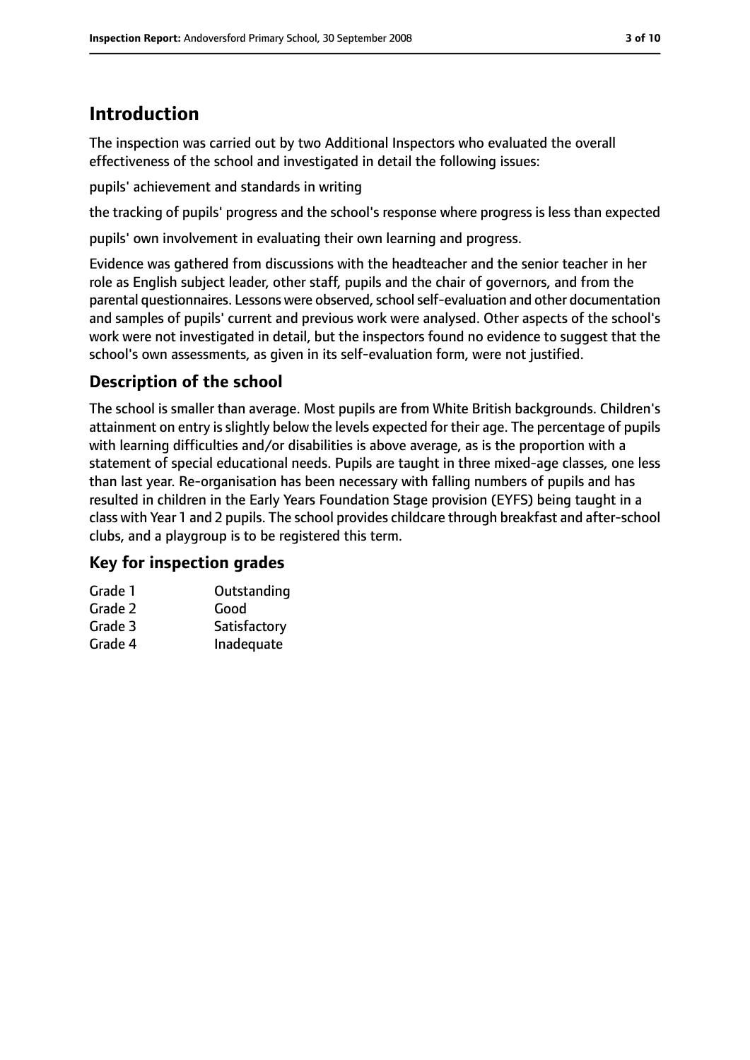# Introduction

The inspection was carried out by two Additional Inspectors who evaluated the overall effectiveness of the school and investigated in detail the following issues:

pupils' achievement and standards in writing

the tracking of pupils' progress and the school's response where progress is less than expected

pupils' own involvement in evaluating their own learning and progress.

Evidence was gathered from discussions with the headteacher and the senior teacher in her role as English subject leader, other staff, pupils and the chair of governors, and from the parental questionnaires. Lessons were observed, school self-evaluation and other documentation and samples of pupils' current and previous work were analysed. Other aspects of the school's work were not investigated in detail, but the inspectors found no evidence to suggest that the school's own assessments, as given in its self-evaluation form, were not justified.

## Description of the school

The school is smaller than average. Most pupils are from White British backgrounds. Children's attainment on entry is slightly below the levels expected for their age. The percentage of pupils with learning difficulties and/or disabilities is above average, as is the proportion with a statement of special educational needs. Pupils are taught in three mixed-age classes, one less than last year. Re-organisation has been necessary with falling numbers of pupils and has resulted in children in the Early Years Foundation Stage provision (EYFS) being taught in a class with Year 1 and 2 pupils. The school provides childcare through breakfast and after-school clubs, and a playgroup is to be registered this term.

## Key for inspection grades

| | |
|---|---|
| Grade 1 | Outstanding |
| Grade 2 | Good |
| Grade 3 | Satisfactory |
| Grade 4 | Inadequate |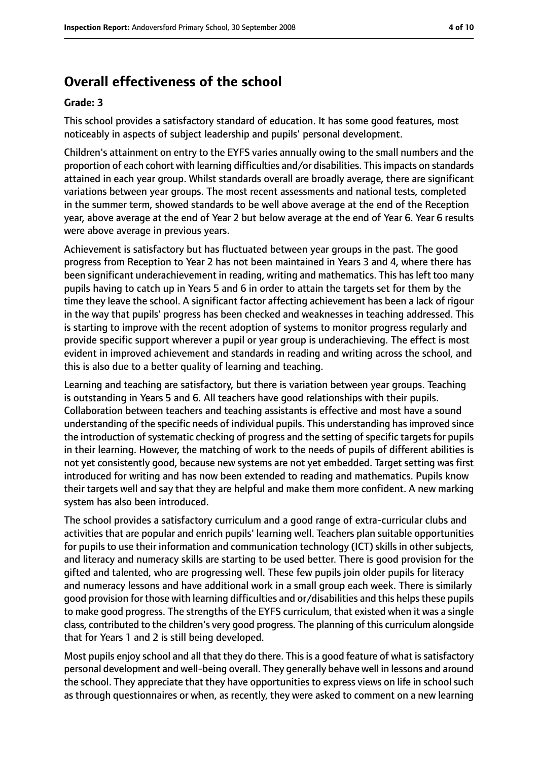## Overall effectiveness of the school

### Grade: 3

This school provides a satisfactory standard of education. It has some good features, most noticeably in aspects of subject leadership and pupils' personal development.

Children's attainment on entry to the EYFS varies annually owing to the small numbers and the proportion of each cohort with learning difficulties and/or disabilities. This impacts on standards attained in each year group. Whilst standards overall are broadly average, there are significant variations between year groups. The most recent assessments and national tests, completed in the summer term, showed standards to be well above average at the end of the Reception year, above average at the end of Year 2 but below average at the end of Year 6. Year 6 results were above average in previous years.

Achievement is satisfactory but has fluctuated between year groups in the past. The good progress from Reception to Year 2 has not been maintained in Years 3 and 4, where there has been significant underachievement in reading, writing and mathematics. This has left too many pupils having to catch up in Years 5 and 6 in order to attain the targets set for them by the time they leave the school. A significant factor affecting achievement has been a lack of rigour in the way that pupils' progress has been checked and weaknesses in teaching addressed. This is starting to improve with the recent adoption of systems to monitor progress regularly and provide specific support wherever a pupil or year group is underachieving. The effect is most evident in improved achievement and standards in reading and writing across the school, and this is also due to a better quality of learning and teaching.

Learning and teaching are satisfactory, but there is variation between year groups. Teaching is outstanding in Years 5 and 6. All teachers have good relationships with their pupils. Collaboration between teachers and teaching assistants is effective and most have a sound understanding of the specific needs of individual pupils. This understanding has improved since the introduction of systematic checking of progress and the setting of specific targets for pupils in their learning. However, the matching of work to the needs of pupils of different abilities is not yet consistently good, because new systems are not yet embedded. Target setting was first introduced for writing and has now been extended to reading and mathematics. Pupils know their targets well and say that they are helpful and make them more confident. A new marking system has also been introduced.

The school provides a satisfactory curriculum and a good range of extra-curricular clubs and activities that are popular and enrich pupils' learning well. Teachers plan suitable opportunities for pupils to use their information and communication technology (ICT) skills in other subjects, and literacy and numeracy skills are starting to be used better. There is good provision for the gifted and talented, who are progressing well. These few pupils join older pupils for literacy and numeracy lessons and have additional work in a small group each week. There is similarly good provision for those with learning difficulties and or/disabilities and this helps these pupils to make good progress. The strengths of the EYFS curriculum, that existed when it was a single class, contributed to the children's very good progress. The planning of this curriculum alongside that for Years 1 and 2 is still being developed.

Most pupils enjoy school and all that they do there. This is a good feature of what is satisfactory personal development and well-being overall. They generally behave well in lessons and around the school. They appreciate that they have opportunities to express views on life in school such as through questionnaires or when, as recently, they were asked to comment on a new learning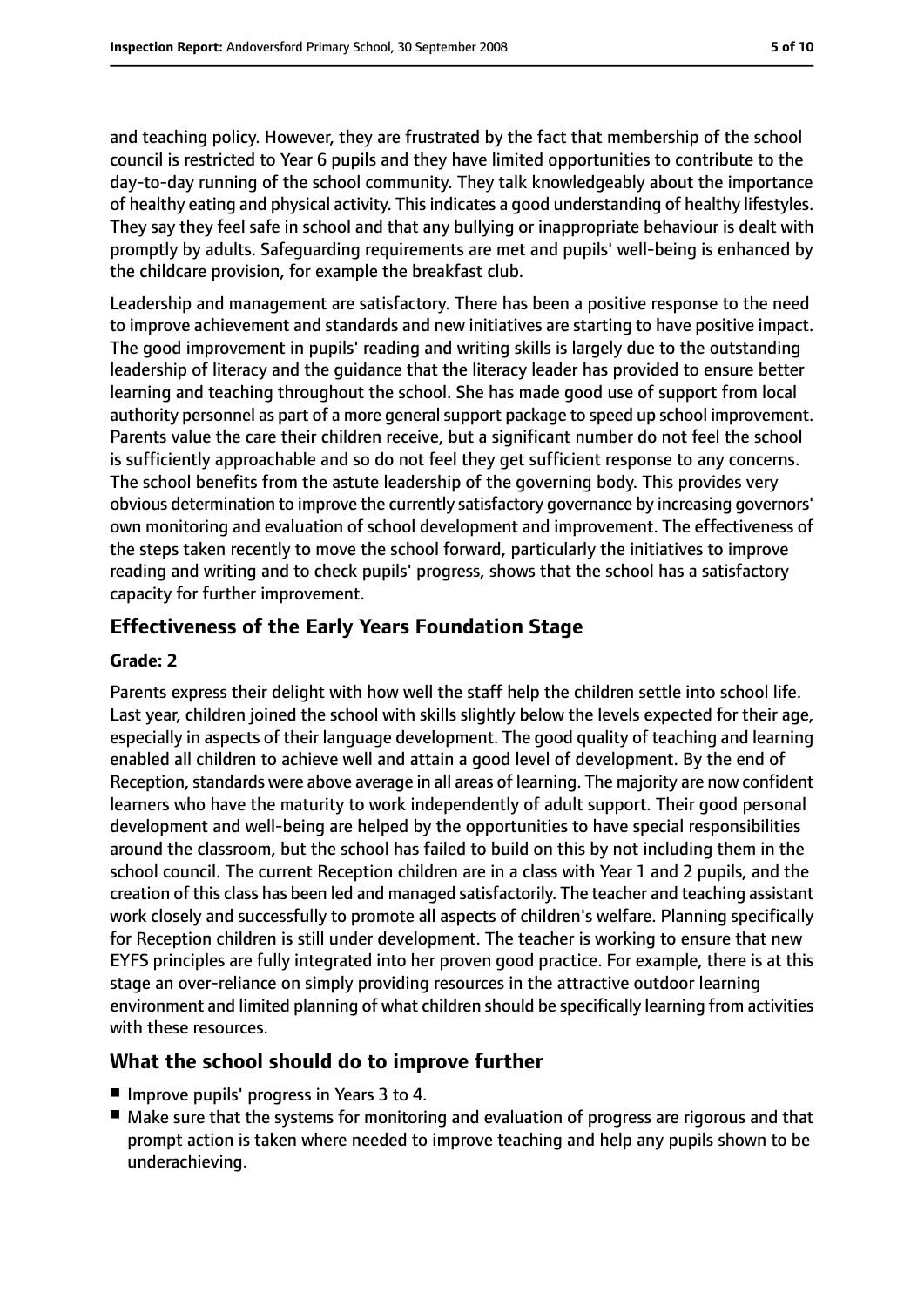and teaching policy. However, they are frustrated by the fact that membership of the school council is restricted to Year 6 pupils and they have limited opportunities to contribute to the day-to-day running of the school community. They talk knowledgeably about the importance of healthy eating and physical activity. This indicates a good understanding of healthy lifestyles. They say they feel safe in school and that any bullying or inappropriate behaviour is dealt with promptly by adults. Safeguarding requirements are met and pupils' well-being is enhanced by the childcare provision, for example the breakfast club.

Leadership and management are satisfactory. There has been a positive response to the need to improve achievement and standards and new initiatives are starting to have positive impact. The good improvement in pupils' reading and writing skills is largely due to the outstanding leadership of literacy and the guidance that the literacy leader has provided to ensure better learning and teaching throughout the school. She has made good use of support from local authority personnel as part of a more general support package to speed up school improvement. Parents value the care their children receive, but a significant number do not feel the school is sufficiently approachable and so do not feel they get sufficient response to any concerns. The school benefits from the astute leadership of the governing body. This provides very obvious determination to improve the currently satisfactory governance by increasing governors' own monitoring and evaluation of school development and improvement. The effectiveness of the steps taken recently to move the school forward, particularly the initiatives to improve reading and writing and to check pupils' progress, shows that the school has a satisfactory capacity for further improvement.

## Effectiveness of the Early Years Foundation Stage

**Grade: 2**

Parents express their delight with how well the staff help the children settle into school life. Last year, children joined the school with skills slightly below the levels expected for their age, especially in aspects of their language development. The good quality of teaching and learning enabled all children to achieve well and attain a good level of development. By the end of Reception, standards were above average in all areas of learning. The majority are now confident learners who have the maturity to work independently of adult support. Their good personal development and well-being are helped by the opportunities to have special responsibilities around the classroom, but the school has failed to build on this by not including them in the school council. The current Reception children are in a class with Year 1 and 2 pupils, and the creation of this class has been led and managed satisfactorily. The teacher and teaching assistant work closely and successfully to promote all aspects of children's welfare. Planning specifically for Reception children is still under development. The teacher is working to ensure that new EYFS principles are fully integrated into her proven good practice. For example, there is at this stage an over-reliance on simply providing resources in the attractive outdoor learning environment and limited planning of what children should be specifically learning from activities with these resources.

## What the school should do to improve further

- Improve pupils' progress in Years 3 to 4.
- Make sure that the systems for monitoring and evaluation of progress are rigorous and that prompt action is taken where needed to improve teaching and help any pupils shown to be underachieving.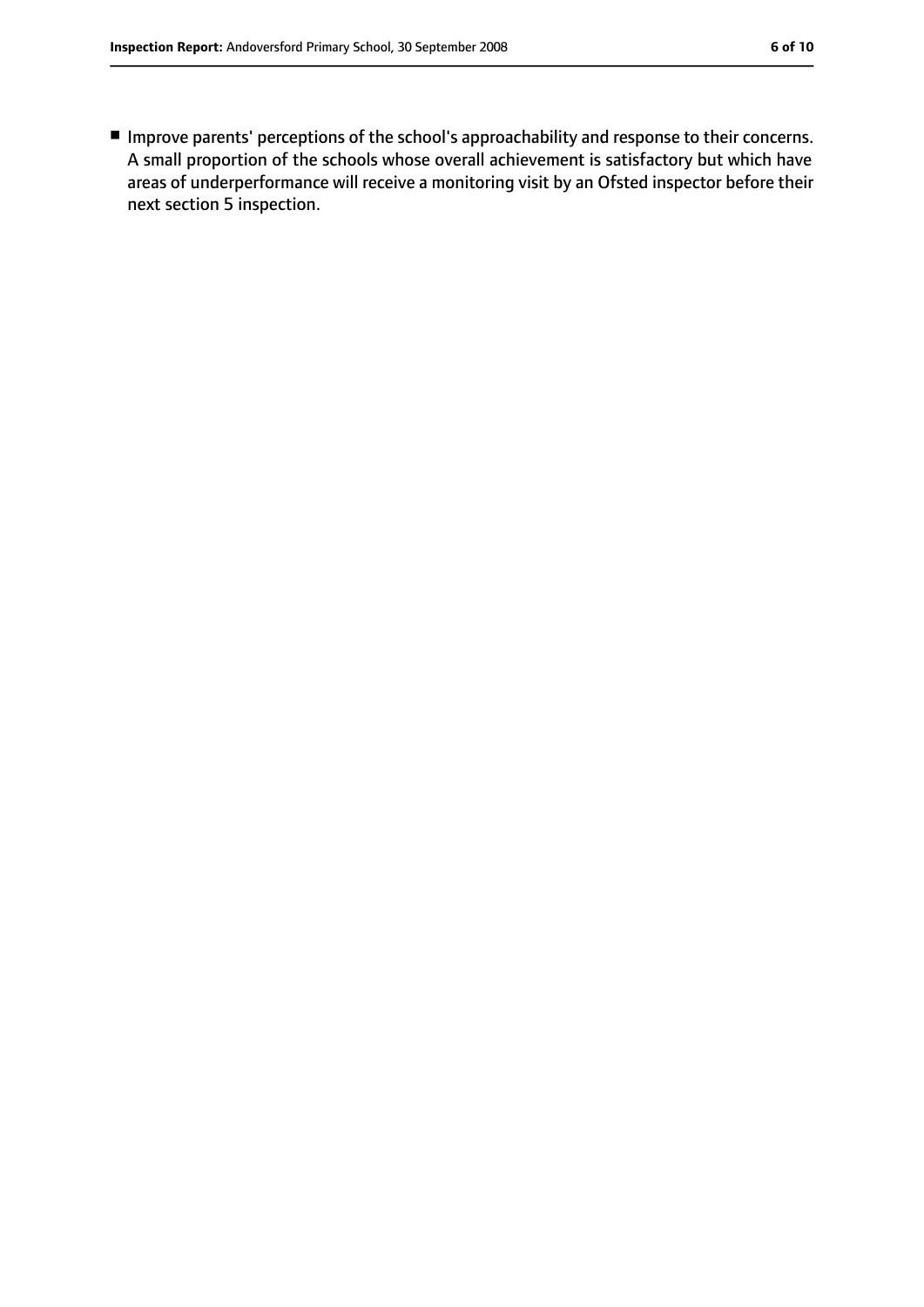- Improve parents' perceptions of the school's approachability and response to their concerns.

A small proportion of the schools whose overall achievement is satisfactory but which have areas of underperformance will receive a monitoring visit by an Ofsted inspector before their next section 5 inspection.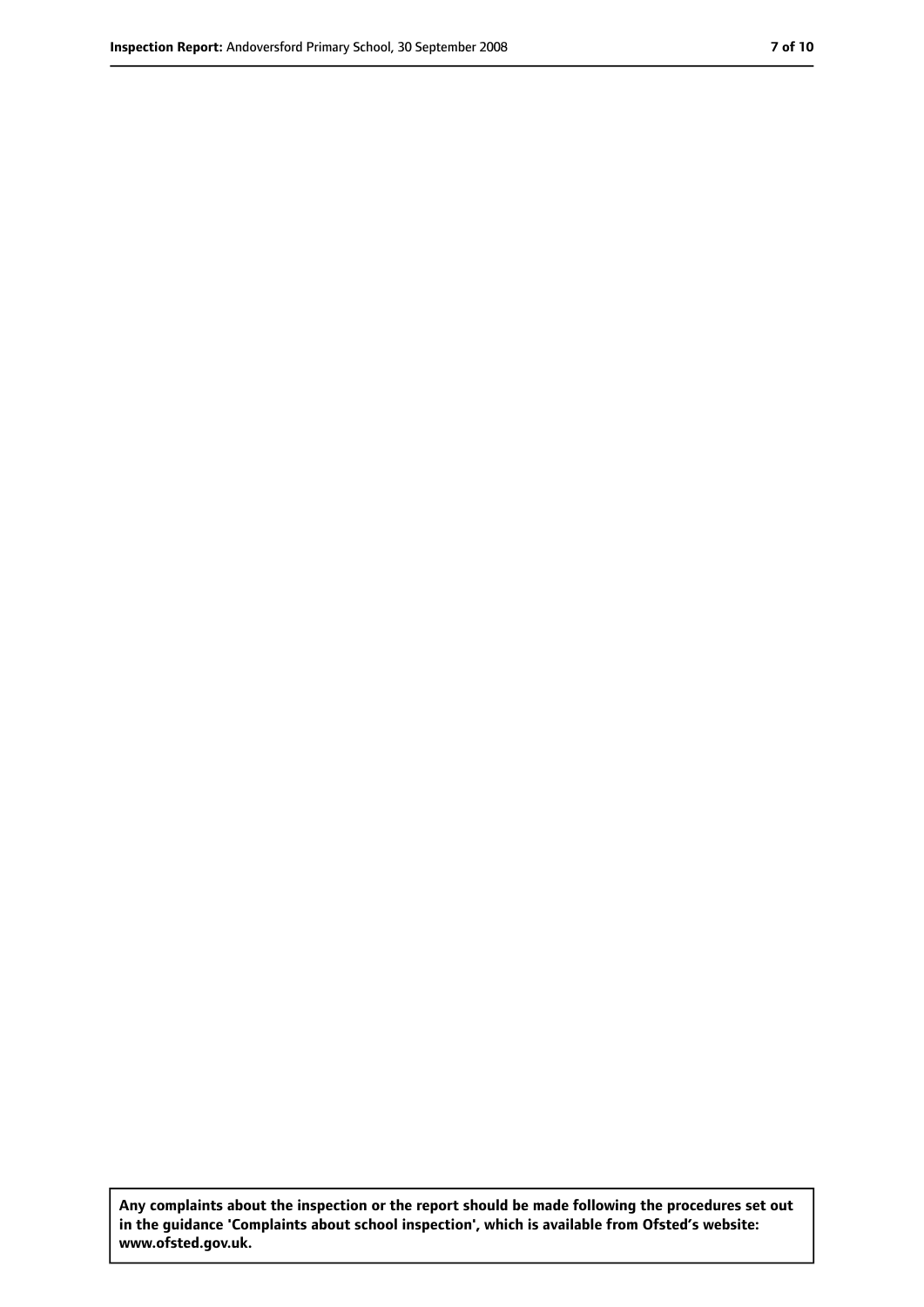**Any complaints about the inspection or the report should be made following the procedures set out in the guidance 'Complaints about school inspection', which is available from Ofsted's website: www.ofsted.gov.uk.**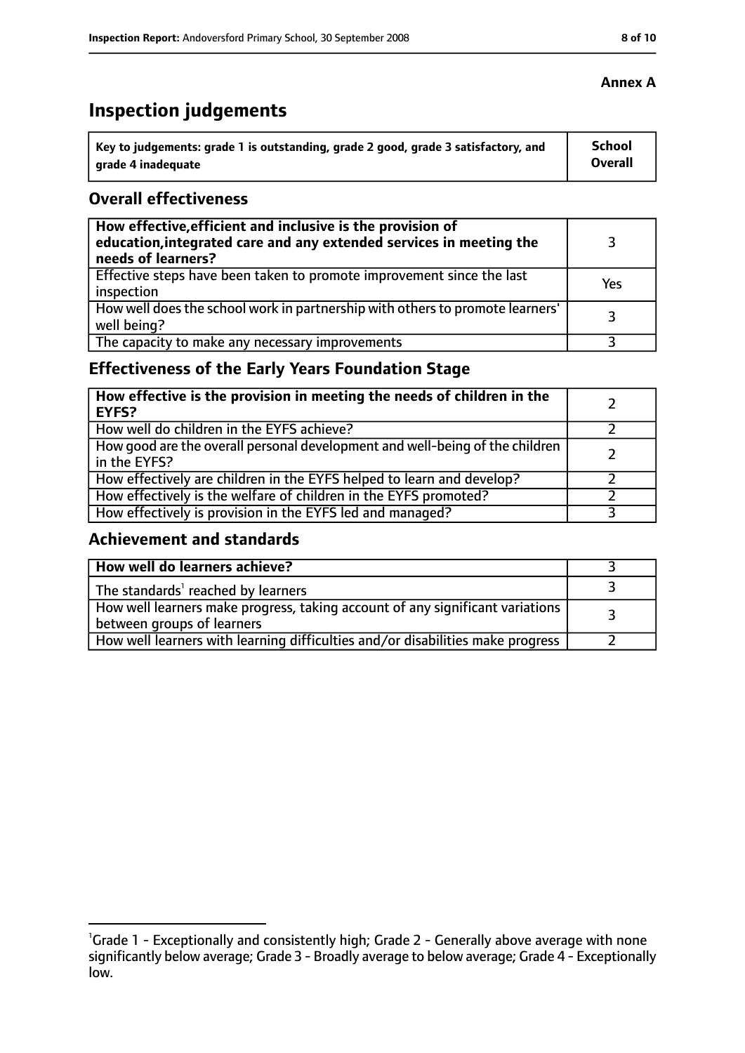**Annex A**

# Inspection judgements

| Key to judgements: grade 1 is outstanding, grade 2 good, grade 3 satisfactory, and grade 4 inadequate | School Overall |
|---|---|

## Overall effectiveness

| | |
|---|---|
| **How effective, efficient and inclusive is the provision of education, integrated care and any extended services in meeting the needs of learners?** | 3 |
| Effective steps have been taken to promote improvement since the last inspection | Yes |
| How well does the school work in partnership with others to promote learners' well being? | 3 |
| The capacity to make any necessary improvements | 3 |

## Effectiveness of the Early Years Foundation Stage

| | |
|---|---|
| **How effective is the provision in meeting the needs of children in the EYFS?** | 2 |
| How well do children in the EYFS achieve? | 2 |
| How good are the overall personal development and well-being of the children in the EYFS? | 2 |
| How effectively are children in the EYFS helped to learn and develop? | 2 |
| How effectively is the welfare of children in the EYFS promoted? | 2 |
| How effectively is provision in the EYFS led and managed? | 3 |

## Achievement and standards

| | |
|---|---|
| **How well do learners achieve?** | 3 |
| The standards[1] reached by learners | 3 |
| How well learners make progress, taking account of any significant variations between groups of learners | 3 |
| How well learners with learning difficulties and/or disabilities make progress | 2 |

[1]Grade 1 - Exceptionally and consistently high; Grade 2 - Generally above average with none significantly below average; Grade 3 - Broadly average to below average; Grade 4 - Exceptionally low.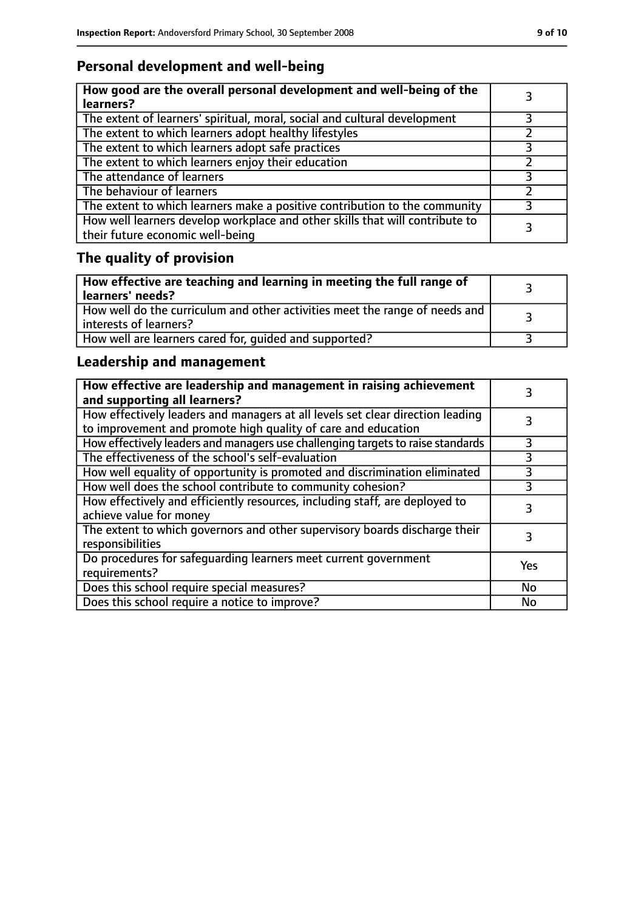## Personal development and well-being

| How good are the overall personal development and well-being of the learners? | 3 |
|---|---|
| The extent of learners' spiritual, moral, social and cultural development | 3 |
| The extent to which learners adopt healthy lifestyles | 2 |
| The extent to which learners adopt safe practices | 3 |
| The extent to which learners enjoy their education | 2 |
| The attendance of learners | 3 |
| The behaviour of learners | 2 |
| The extent to which learners make a positive contribution to the community | 3 |
| How well learners develop workplace and other skills that will contribute to their future economic well-being | 3 |

## The quality of provision

| How effective are teaching and learning in meeting the full range of learners' needs? | 3 |
|---|---|
| How well do the curriculum and other activities meet the range of needs and interests of learners? | 3 |
| How well are learners cared for, guided and supported? | 3 |

## Leadership and management

| How effective are leadership and management in raising achievement and supporting all learners? | 3 |
|---|---|
| How effectively leaders and managers at all levels set clear direction leading to improvement and promote high quality of care and education | 3 |
| How effectively leaders and managers use challenging targets to raise standards | 3 |
| The effectiveness of the school's self-evaluation | 3 |
| How well equality of opportunity is promoted and discrimination eliminated | 3 |
| How well does the school contribute to community cohesion? | 3 |
| How effectively and efficiently resources, including staff, are deployed to achieve value for money | 3 |
| The extent to which governors and other supervisory boards discharge their responsibilities | 3 |
| Do procedures for safeguarding learners meet current government requirements? | Yes |
| Does this school require special measures? | No |
| Does this school require a notice to improve? | No |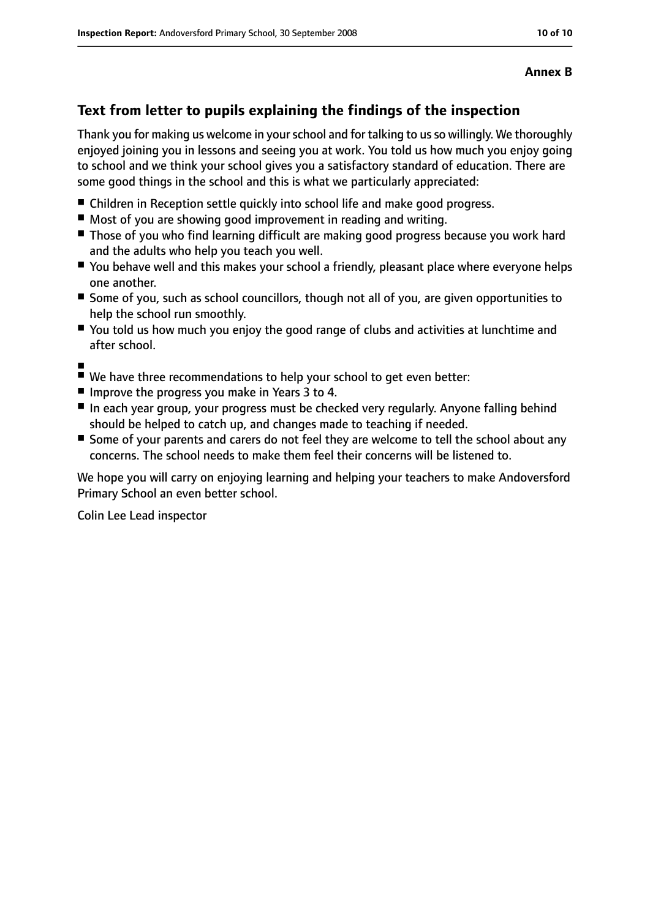**Annex B**

## Text from letter to pupils explaining the findings of the inspection

Thank you for making us welcome in your school and for talking to us so willingly. We thoroughly enjoyed joining you in lessons and seeing you at work. You told us how much you enjoy going to school and we think your school gives you a satisfactory standard of education. There are some good things in the school and this is what we particularly appreciated:

- Children in Reception settle quickly into school life and make good progress.
- Most of you are showing good improvement in reading and writing.
- Those of you who find learning difficult are making good progress because you work hard and the adults who help you teach you well.
- You behave well and this makes your school a friendly, pleasant place where everyone helps one another.
- Some of you, such as school councillors, though not all of you, are given opportunities to help the school run smoothly.
- You told us how much you enjoy the good range of clubs and activities at lunchtime and after school.
- 
- We have three recommendations to help your school to get even better:
- Improve the progress you make in Years 3 to 4.
- In each year group, your progress must be checked very regularly. Anyone falling behind should be helped to catch up, and changes made to teaching if needed.
- Some of your parents and carers do not feel they are welcome to tell the school about any concerns. The school needs to make them feel their concerns will be listened to.

We hope you will carry on enjoying learning and helping your teachers to make Andoversford Primary School an even better school.

Colin Lee Lead inspector